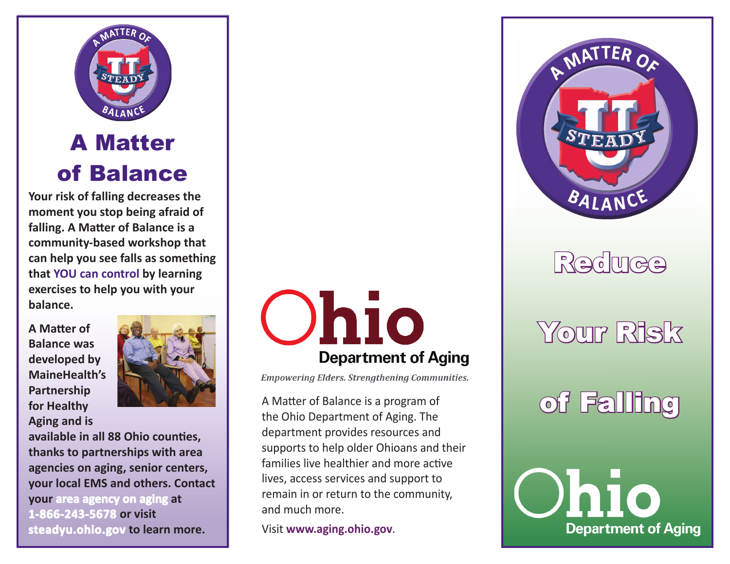# A Matter of Balance

**Your risk of falling decreases the moment you stop being afraid of falling. A Matter of Balance is a community-based workshop that can help you see falls as something that YOU can control by learning exercises to help you with your balance.**

**A Matter of Balance was developed by MaineHealth's Partnership for Healthy Aging and is available in all 88 Ohio counties, thanks to partnerships with area agencies on aging, senior centers, your local EMS and others. Contact your area agency on aging at 1-866-243-5678 or visit steadyu.ohio.gov to learn more.**

Ohio Department of Aging

*Empowering Elders. Strengthening Communities.*

A Matter of Balance is a program of the Ohio Department of Aging. The department provides resources and supports to help older Ohioans and their families live healthier and more active lives, access services and support to remain in or return to the community, and much more.

Visit **www.aging.ohio.gov**.

A Matter of Steady U Balance

# Reduce Your Risk of Falling

Ohio Department of Aging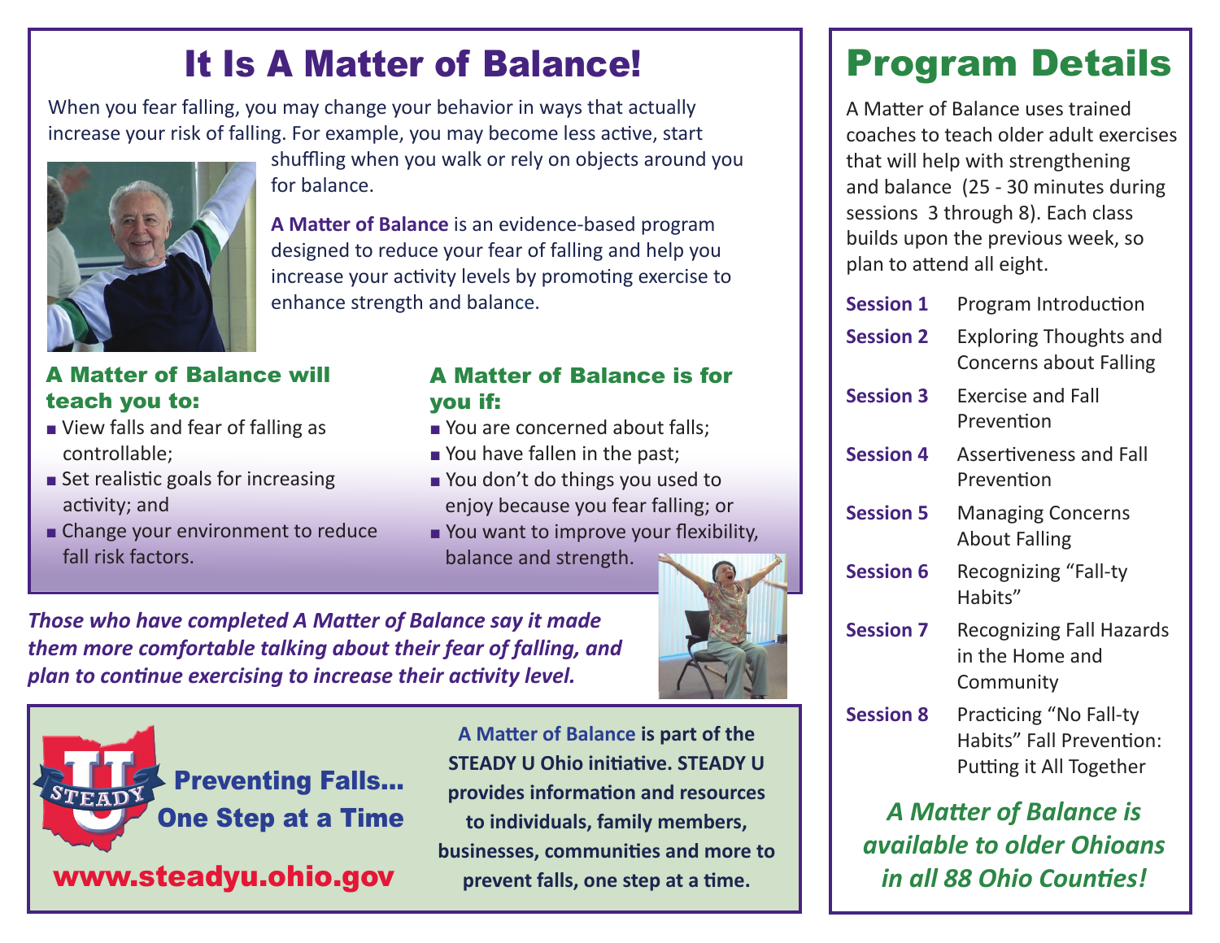# It Is A Matter of Balance!

When you fear falling, you may change your behavior in ways that actually increase your risk of falling. For example, you may become less active, start shuffling when you walk or rely on objects around you for balance.

**A Matter of Balance** is an evidence-based program designed to reduce your fear of falling and help you increase your activity levels by promoting exercise to enhance strength and balance.

### A Matter of Balance will teach you to:

- View falls and fear of falling as controllable;
- Set realistic goals for increasing activity; and
- Change your environment to reduce fall risk factors.

### A Matter of Balance is for you if:

- You are concerned about falls;
- You have fallen in the past;
- You don't do things you used to enjoy because you fear falling; or
- You want to improve your flexibility, balance and strength.

***Those who have completed A Matter of Balance say it made them more comfortable talking about their fear of falling, and plan to continue exercising to increase their activity level.***

STEADY U

**Preventing Falls... One Step at a Time**

**www.steadyu.ohio.gov**

**A Matter of Balance is part of the STEADY U Ohio initiative. STEADY U provides information and resources to individuals, family members, businesses, communities and more to prevent falls, one step at a time.**

# Program Details

A Matter of Balance uses trained coaches to teach older adult exercises that will help with strengthening and balance (25 - 30 minutes during sessions 3 through 8). Each class builds upon the previous week, so plan to attend all eight.

| | |
|---|---|
| **Session 1** | Program Introduction |
| **Session 2** | Exploring Thoughts and Concerns about Falling |
| **Session 3** | Exercise and Fall Prevention |
| **Session 4** | Assertiveness and Fall Prevention |
| **Session 5** | Managing Concerns About Falling |
| **Session 6** | Recognizing "Fall-ty Habits" |
| **Session 7** | Recognizing Fall Hazards in the Home and Community |
| **Session 8** | Practicing "No Fall-ty Habits" Fall Prevention: Putting it All Together |

***A Matter of Balance is available to older Ohioans in all 88 Ohio Counties!***